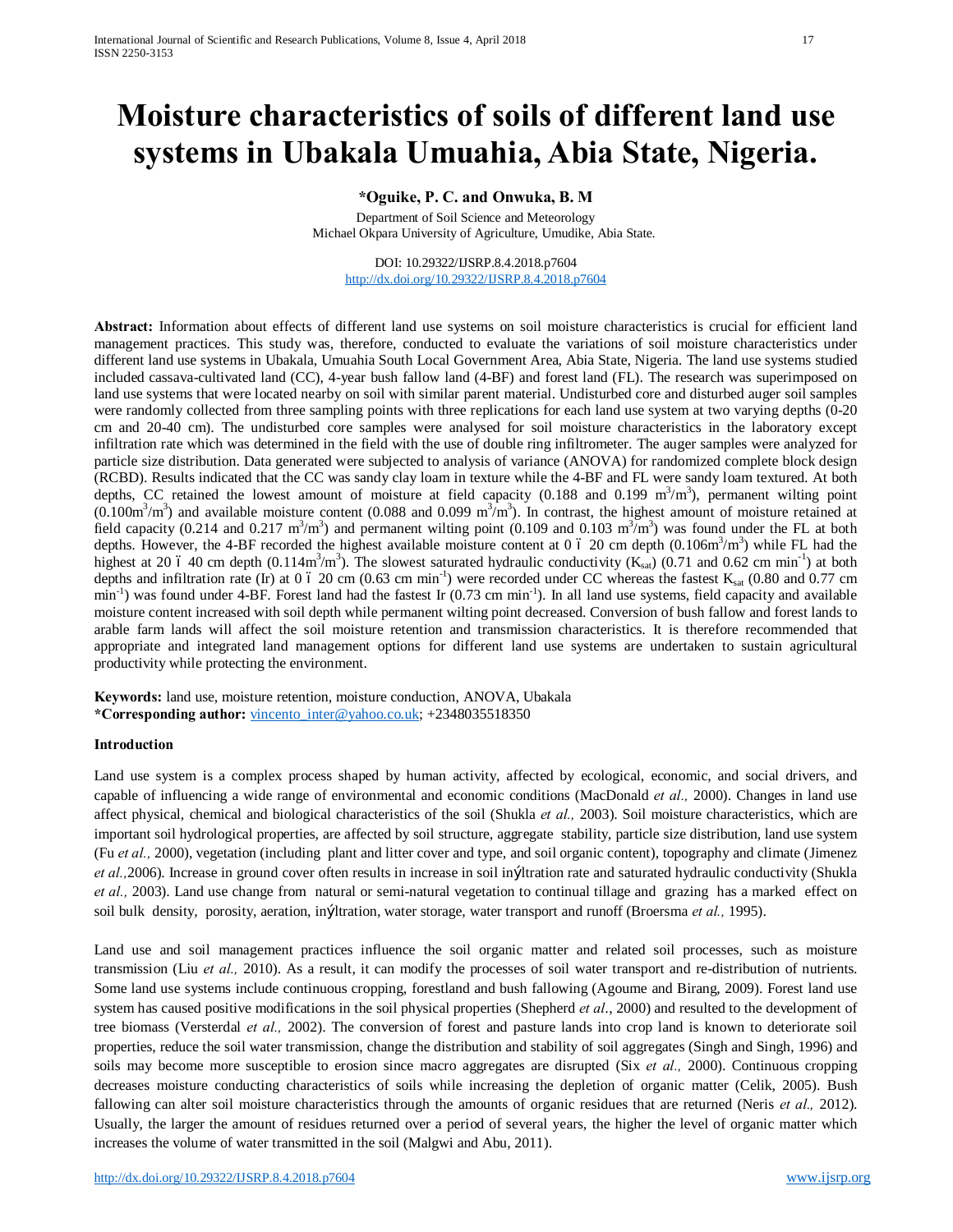# Moisture characteristics of soils of different land use systems in Ubakala Umuahia, Abia State, Nigeria.

**\*Oguike, P. C. and Onwuka, B. M**

Department of Soil Science and Meteorology
Michael Okpara University of Agriculture, Umudike, Abia State.

DOI: 10.29322/IJSRP.8.4.2018.p7604
http://dx.doi.org/10.29322/IJSRP.8.4.2018.p7604

**Abstract:** Information about effects of different land use systems on soil moisture characteristics is crucial for efficient land management practices. This study was, therefore, conducted to evaluate the variations of soil moisture characteristics under different land use systems in Ubakala, Umuahia South Local Government Area, Abia State, Nigeria. The land use systems studied included cassava-cultivated land (CC), 4-year bush fallow land (4-BF) and forest land (FL). The research was superimposed on land use systems that were located nearby on soil with similar parent material. Undisturbed core and disturbed auger soil samples were randomly collected from three sampling points with three replications for each land use system at two varying depths (0-20 cm and 20-40 cm). The undisturbed core samples were analysed for soil moisture characteristics in the laboratory except infiltration rate which was determined in the field with the use of double ring infiltrometer. The auger samples were analyzed for particle size distribution. Data generated were subjected to analysis of variance (ANOVA) for randomized complete block design (RCBD). Results indicated that the CC was sandy clay loam in texture while the 4-BF and FL were sandy loam textured. At both depths, CC retained the lowest amount of moisture at field capacity (0.188 and 0.199 $m^3/m^3$), permanent wilting point (0.100$m^3/m^3$) and available moisture content (0.088 and 0.099 $m^3/m^3$). In contrast, the highest amount of moisture retained at field capacity (0.214 and 0.217 $m^3/m^3$) and permanent wilting point (0.109 and 0.103 $m^3/m^3$) was found under the FL at both depths. However, the 4-BF recorded the highest available moisture content at 0 – 20 cm depth (0.106$m^3/m^3$) while FL had the highest at 20 – 40 cm depth (0.114$m^3/m^3$). The slowest saturated hydraulic conductivity ($K_{sat}$) (0.71 and 0.62 cm $min^{-1}$) at both depths and infiltration rate (Ir) at 0 – 20 cm (0.63 cm $min^{-1}$) were recorded under CC whereas the fastest $K_{sat}$ (0.80 and 0.77 cm $min^{-1}$) was found under 4-BF. Forest land had the fastest Ir (0.73 cm $min^{-1}$). In all land use systems, field capacity and available moisture content increased with soil depth while permanent wilting point decreased. Conversion of bush fallow and forest lands to arable farm lands will affect the soil moisture retention and transmission characteristics. It is therefore recommended that appropriate and integrated land management options for different land use systems are undertaken to sustain agricultural productivity while protecting the environment.

**Keywords:** land use, moisture retention, moisture conduction, ANOVA, Ubakala
**\*Corresponding author:** vincento_inter@yahoo.co.uk; +2348035518350

**Introduction**

Land use system is a complex process shaped by human activity, affected by ecological, economic, and social drivers, and capable of influencing a wide range of environmental and economic conditions (MacDonald *et al.,* 2000). Changes in land use affect physical, chemical and biological characteristics of the soil (Shukla *et al.,* 2003). Soil moisture characteristics, which are important soil hydrological properties, are affected by soil structure, aggregate stability, particle size distribution, land use system (Fu *et al.,* 2000), vegetation (including plant and litter cover and type, and soil organic content), topography and climate (Jimenez *et al.,*2006). Increase in ground cover often results in increase in infiltration rate and saturated hydraulic conductivity (Shukla *et al.,* 2003). Land use change from natural or semi-natural vegetation to continual tillage and grazing has a marked effect on soil bulk density, porosity, aeration, infiltration, water storage, water transport and runoff (Broersma *et al.,* 1995).

Land use and soil management practices influence the soil organic matter and related soil processes, such as moisture transmission (Liu *et al.,* 2010). As a result, it can modify the processes of soil water transport and re-distribution of nutrients. Some land use systems include continuous cropping, forestland and bush fallowing (Agoume and Birang, 2009). Forest land use system has caused positive modifications in the soil physical properties (Shepherd *et al*., 2000) and resulted to the development of tree biomass (Versterdal *et al.,* 2002). The conversion of forest and pasture lands into crop land is known to deteriorate soil properties, reduce the soil water transmission, change the distribution and stability of soil aggregates (Singh and Singh, 1996) and soils may become more susceptible to erosion since macro aggregates are disrupted (Six *et al.,* 2000). Continuous cropping decreases moisture conducting characteristics of soils while increasing the depletion of organic matter (Celik, 2005). Bush fallowing can alter soil moisture characteristics through the amounts of organic residues that are returned (Neris *et al.,* 2012). Usually, the larger the amount of residues returned over a period of several years, the higher the level of organic matter which increases the volume of water transmitted in the soil (Malgwi and Abu, 2011).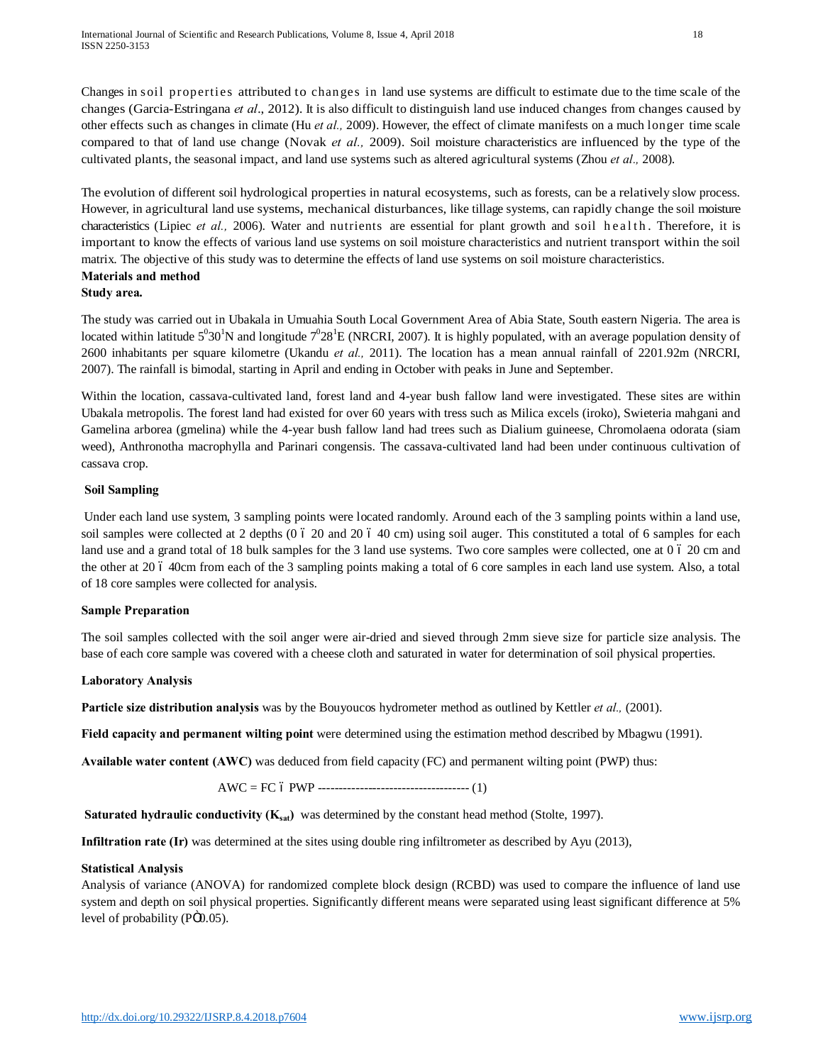Changes in soil properties attributed to changes in land use systems are difficult to estimate due to the time scale of the changes (Garcia-Estringana *et al*., 2012). It is also difficult to distinguish land use induced changes from changes caused by other effects such as changes in climate (Hu *et al.,* 2009). However, the effect of climate manifests on a much longer time scale compared to that of land use change (Novak *et al.,* 2009). Soil moisture characteristics are influenced by the type of the cultivated plants, the seasonal impact, and land use systems such as altered agricultural systems (Zhou *et al.,* 2008).

The evolution of different soil hydrological properties in natural ecosystems, such as forests, can be a relatively slow process. However, in agricultural land use systems, mechanical disturbances, like tillage systems, can rapidly change the soil moisture characteristics (Lipiec *et al.,* 2006). Water and nutrients are essential for plant growth and soil health. Therefore, it is important to know the effects of various land use systems on soil moisture characteristics and nutrient transport within the soil matrix. The objective of this study was to determine the effects of land use systems on soil moisture characteristics.

## Materials and method

### Study area.

The study was carried out in Ubakala in Umuahia South Local Government Area of Abia State, South eastern Nigeria. The area is located within latitude $5^0 30^1$N and longitude $7^0 28^1$E (NRCRI, 2007). It is highly populated, with an average population density of 2600 inhabitants per square kilometre (Ukandu *et al.,* 2011). The location has a mean annual rainfall of 2201.92m (NRCRI, 2007). The rainfall is bimodal, starting in April and ending in October with peaks in June and September.

Within the location, cassava-cultivated land, forest land and 4-year bush fallow land were investigated. These sites are within Ubakala metropolis. The forest land had existed for over 60 years with tress such as Milica excels (iroko), Swieteria mahgani and Gamelina arborea (gmelina) while the 4-year bush fallow land had trees such as Dialium guineese, Chromolaena odorata (siam weed), Anthronotha macrophylla and Parinari congensis. The cassava-cultivated land had been under continuous cultivation of cassava crop.

### Soil Sampling

Under each land use system, 3 sampling points were located randomly. Around each of the 3 sampling points within a land use, soil samples were collected at 2 depths (0 – 20 and 20 – 40 cm) using soil auger. This constituted a total of 6 samples for each land use and a grand total of 18 bulk samples for the 3 land use systems. Two core samples were collected, one at 0 – 20 cm and the other at 20 – 40cm from each of the 3 sampling points making a total of 6 core samples in each land use system. Also, a total of 18 core samples were collected for analysis.

### Sample Preparation

The soil samples collected with the soil anger were air-dried and sieved through 2mm sieve size for particle size analysis. The base of each core sample was covered with a cheese cloth and saturated in water for determination of soil physical properties.

### Laboratory Analysis

**Particle size distribution analysis** was by the Bouyoucos hydrometer method as outlined by Kettler *et al.,* (2001).

**Field capacity and permanent wilting point** were determined using the estimation method described by Mbagwu (1991).

**Available water content (AWC)** was deduced from field capacity (FC) and permanent wilting point (PWP) thus:

$$AWC = FC - PWP \text{ ------------------------------------ (1)}$$

**Saturated hydraulic conductivity ($K_{sat}$)** was determined by the constant head method (Stolte, 1997).

**Infiltration rate (Ir)** was determined at the sites using double ring infiltrometer as described by Ayu (2013),

### Statistical Analysis

Analysis of variance (ANOVA) for randomized complete block design (RCBD) was used to compare the influence of land use system and depth on soil physical properties. Significantly different means were separated using least significant difference at 5% level of probability ($P \leq 0.05$).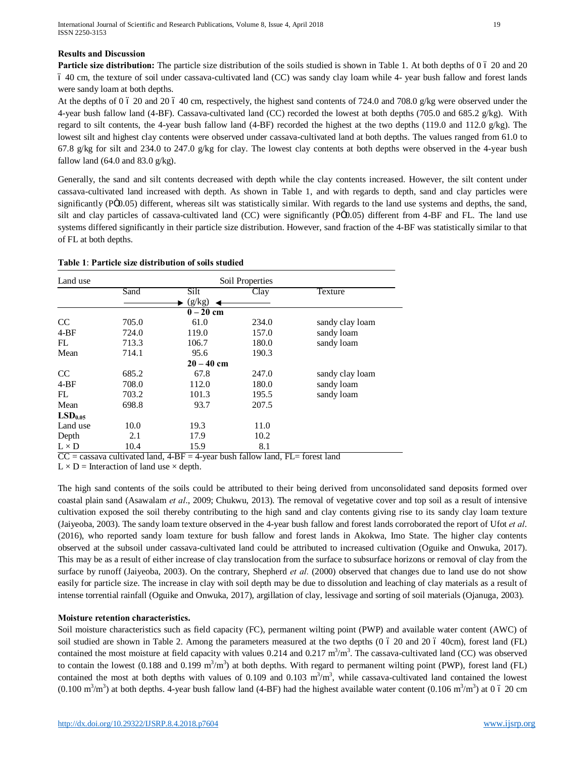**Results and Discussion**

**Particle size distribution:** The particle size distribution of the soils studied is shown in Table 1. At both depths of 0 – 20 and 20 – 40 cm, the texture of soil under cassava-cultivated land (CC) was sandy clay loam while 4- year bush fallow and forest lands were sandy loam at both depths.

At the depths of 0 – 20 and 20 – 40 cm, respectively, the highest sand contents of 724.0 and 708.0 g/kg were observed under the 4-year bush fallow land (4-BF). Cassava-cultivated land (CC) recorded the lowest at both depths (705.0 and 685.2 g/kg). With regard to silt contents, the 4-year bush fallow land (4-BF) recorded the highest at the two depths (119.0 and 112.0 g/kg). The lowest silt and highest clay contents were observed under cassava-cultivated land at both depths. The values ranged from 61.0 to 67.8 g/kg for silt and 234.0 to 247.0 g/kg for clay. The lowest clay contents at both depths were observed in the 4-year bush fallow land (64.0 and 83.0 g/kg).

Generally, the sand and silt contents decreased with depth while the clay contents increased. However, the silt content under cassava-cultivated land increased with depth. As shown in Table 1, and with regards to depth, sand and clay particles were significantly ($P \leq 0.05$) different, whereas silt was statistically similar. With regards to the land use systems and depths, the sand, silt and clay particles of cassava-cultivated land (CC) were significantly ($P \leq 0.05$) different from 4-BF and FL. The land use systems differed significantly in their particle size distribution. However, sand fraction of the 4-BF was statistically similar to that of FL at both depths.

**Table 1**: **Particle size distribution of soils studied**

| Land use | Soil Properties | | | |
|---|---|---|---|---|
| | Sand | Silt | Clay | Texture |
| | (g/kg) | | | |
| | | **0 – 20 cm** | | |
| CC | 705.0 | 61.0 | 234.0 | sandy clay loam |
| 4-BF | 724.0 | 119.0 | 157.0 | sandy loam |
| FL | 713.3 | 106.7 | 180.0 | sandy loam |
| Mean | 714.1 | 95.6 | 190.3 | |
| | | **20 – 40 cm** | | |
| CC | 685.2 | 67.8 | 247.0 | sandy clay loam |
| 4-BF | 708.0 | 112.0 | 180.0 | sandy loam |
| FL | 703.2 | 101.3 | 195.5 | sandy loam |
| Mean | 698.8 | 93.7 | 207.5 | |
| **$LSD_{0.05}$** | | | | |
| Land use | 10.0 | 19.3 | 11.0 | |
| Depth | 2.1 | 17.9 | 10.2 | |
| L × D | 10.4 | 15.9 | 8.1 | |

CC = cassava cultivated land, 4-BF = 4-year bush fallow land, FL= forest land
L × D = Interaction of land use × depth.

The high sand contents of the soils could be attributed to their being derived from unconsolidated sand deposits formed over coastal plain sand (Asawalam *et al*., 2009; Chukwu, 2013). The removal of vegetative cover and top soil as a result of intensive cultivation exposed the soil thereby contributing to the high sand and clay contents giving rise to its sandy clay loam texture (Jaiyeoba, 2003). The sandy loam texture observed in the 4-year bush fallow and forest lands corroborated the report of Ufot *et al*. (2016), who reported sandy loam texture for bush fallow and forest lands in Akokwa, Imo State. The higher clay contents observed at the subsoil under cassava-cultivated land could be attributed to increased cultivation (Oguike and Onwuka, 2017). This may be as a result of either increase of clay translocation from the surface to subsurface horizons or removal of clay from the surface by runoff (Jaiyeoba, 2003). On the contrary, Shepherd *et al.* (2000) observed that changes due to land use do not show easily for particle size. The increase in clay with soil depth may be due to dissolution and leaching of clay materials as a result of intense torrential rainfall (Oguike and Onwuka, 2017), argillation of clay, lessivage and sorting of soil materials (Ojanuga, 2003).

**Moisture retention characteristics.**

Soil moisture characteristics such as field capacity (FC), permanent wilting point (PWP) and available water content (AWC) of soil studied are shown in Table 2. Among the parameters measured at the two depths (0 – 20 and 20 – 40cm), forest land (FL) contained the most moisture at field capacity with values 0.214 and 0.217 $m^3/m^3$. The cassava-cultivated land (CC) was observed to contain the lowest (0.188 and 0.199 $m^3/m^3$) at both depths. With regard to permanent wilting point (PWP), forest land (FL) contained the most at both depths with values of 0.109 and 0.103 $m^3/m^3$, while cassava-cultivated land contained the lowest (0.100 $m^3/m^3$) at both depths. 4-year bush fallow land (4-BF) had the highest available water content (0.106 $m^3/m^3$) at 0 – 20 cm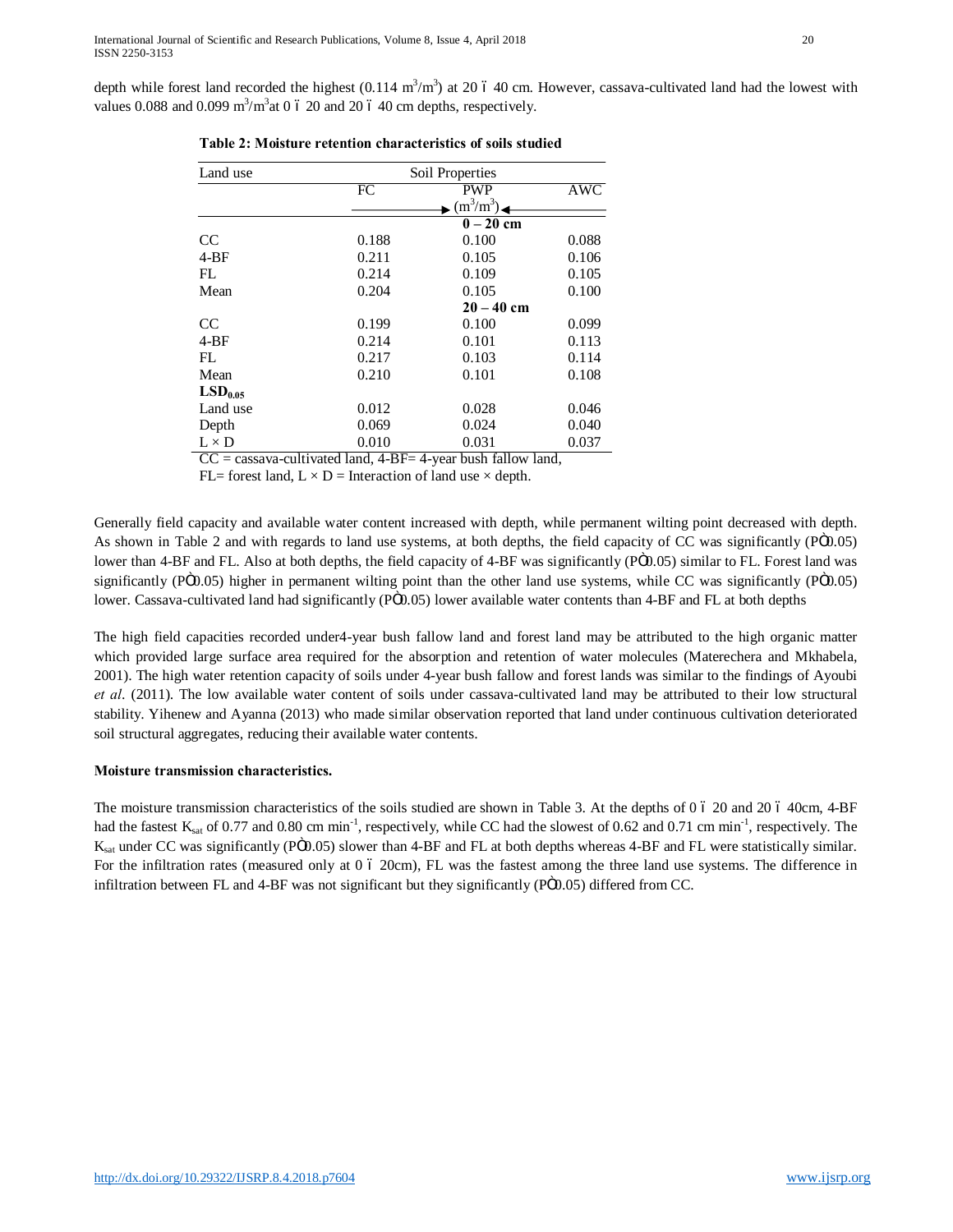depth while forest land recorded the highest (0.114 $m^3/m^3$) at 20 – 40 cm. However, cassava-cultivated land had the lowest with values 0.088 and 0.099 $m^3/m^3$ at 0 – 20 and 20 – 40 cm depths, respectively.

**Table 2: Moisture retention characteristics of soils studied**

| Land use | Soil Properties | | |
|---|---|---|---|
| | FC | PWP | AWC |
| | | → ($m^3/m^3$) ← | |
| | | **0 – 20 cm** | |
| CC | 0.188 | 0.100 | 0.088 |
| 4-BF | 0.211 | 0.105 | 0.106 |
| FL | 0.214 | 0.109 | 0.105 |
| Mean | 0.204 | 0.105 | 0.100 |
| | | **20 – 40 cm** | |
| CC | 0.199 | 0.100 | 0.099 |
| 4-BF | 0.214 | 0.101 | 0.113 |
| FL | 0.217 | 0.103 | 0.114 |
| Mean | 0.210 | 0.101 | 0.108 |
| **$LSD_{0.05}$** | | | |
| Land use | 0.012 | 0.028 | 0.046 |
| Depth | 0.069 | 0.024 | 0.040 |
| L × D | 0.010 | 0.031 | 0.037 |

CC = cassava-cultivated land, 4-BF= 4-year bush fallow land, FL= forest land, L × D = Interaction of land use × depth.

Generally field capacity and available water content increased with depth, while permanent wilting point decreased with depth. As shown in Table 2 and with regards to land use systems, at both depths, the field capacity of CC was significantly ($P \leq 0.05$) lower than 4-BF and FL. Also at both depths, the field capacity of 4-BF was significantly ($P \leq 0.05$) similar to FL. Forest land was significantly ($P \leq 0.05$) higher in permanent wilting point than the other land use systems, while CC was significantly ($P \leq 0.05$) lower. Cassava-cultivated land had significantly ($P \leq 0.05$) lower available water contents than 4-BF and FL at both depths

The high field capacities recorded under4-year bush fallow land and forest land may be attributed to the high organic matter which provided large surface area required for the absorption and retention of water molecules (Materechera and Mkhabela, 2001). The high water retention capacity of soils under 4-year bush fallow and forest lands was similar to the findings of Ayoubi *et al*. (2011). The low available water content of soils under cassava-cultivated land may be attributed to their low structural stability. Yihenew and Ayanna (2013) who made similar observation reported that land under continuous cultivation deteriorated soil structural aggregates, reducing their available water contents.

**Moisture transmission characteristics.**

The moisture transmission characteristics of the soils studied are shown in Table 3. At the depths of 0 – 20 and 20 – 40cm, 4-BF had the fastest $K_{sat}$ of 0.77 and 0.80 cm $min^{-1}$, respectively, while CC had the slowest of 0.62 and 0.71 cm $min^{-1}$, respectively. The $K_{sat}$ under CC was significantly ($P \leq 0.05$) slower than 4-BF and FL at both depths whereas 4-BF and FL were statistically similar. For the infiltration rates (measured only at 0 – 20cm), FL was the fastest among the three land use systems. The difference in infiltration between FL and 4-BF was not significant but they significantly ($P \leq 0.05$) differed from CC.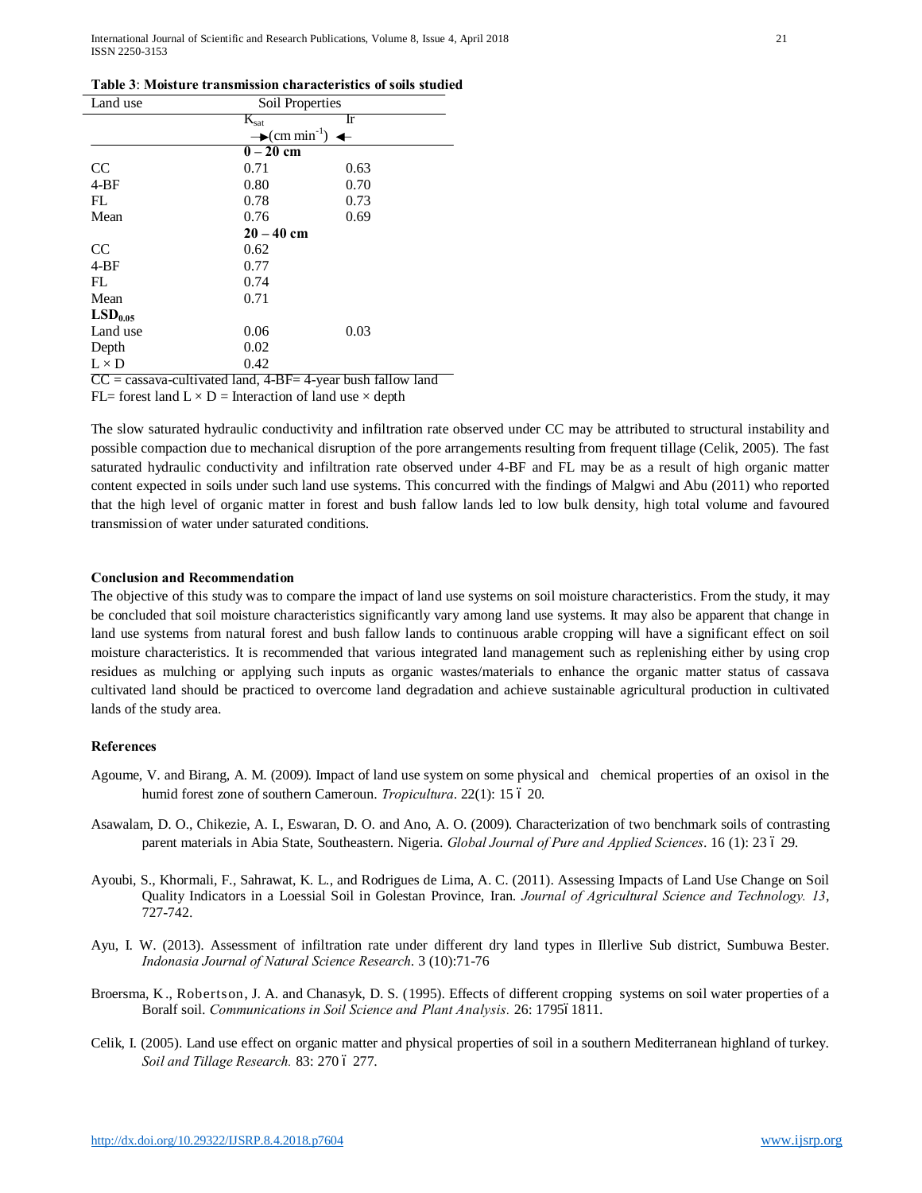**Table 3**: **Moisture transmission characteristics of soils studied**

| Land use | Soil Properties | |
|---|---|---|
| | $K_{sat}$ | Ir |
| | →(cm min$^{-1}$) ← | |
| | **0 – 20 cm** | |
| CC | 0.71 | 0.63 |
| 4-BF | 0.80 | 0.70 |
| FL | 0.78 | 0.73 |
| Mean | 0.76 | 0.69 |
| | **20 – 40 cm** | |
| CC | 0.62 | |
| 4-BF | 0.77 | |
| FL | 0.74 | |
| Mean | 0.71 | |
| **$LSD_{0.05}$** | | |
| Land use | 0.06 | 0.03 |
| Depth | 0.02 | |
| L × D | 0.42 | |

CC = cassava-cultivated land, 4-BF= 4-year bush fallow land
FL= forest land L × D = Interaction of land use × depth

The slow saturated hydraulic conductivity and infiltration rate observed under CC may be attributed to structural instability and possible compaction due to mechanical disruption of the pore arrangements resulting from frequent tillage (Celik, 2005). The fast saturated hydraulic conductivity and infiltration rate observed under 4-BF and FL may be as a result of high organic matter content expected in soils under such land use systems. This concurred with the findings of Malgwi and Abu (2011) who reported that the high level of organic matter in forest and bush fallow lands led to low bulk density, high total volume and favoured transmission of water under saturated conditions.

## Conclusion and Recommendation

The objective of this study was to compare the impact of land use systems on soil moisture characteristics. From the study, it may be concluded that soil moisture characteristics significantly vary among land use systems. It may also be apparent that change in land use systems from natural forest and bush fallow lands to continuous arable cropping will have a significant effect on soil moisture characteristics. It is recommended that various integrated land management such as replenishing either by using crop residues as mulching or applying such inputs as organic wastes/materials to enhance the organic matter status of cassava cultivated land should be practiced to overcome land degradation and achieve sustainable agricultural production in cultivated lands of the study area.

## References

Agoume, V. and Birang, A. M. (2009). Impact of land use system on some physical and chemical properties of an oxisol in the humid forest zone of southern Cameroun. *Tropicultura*. 22(1): 15 – 20.

Asawalam, D. O., Chikezie, A. I., Eswaran, D. O. and Ano, A. O. (2009). Characterization of two benchmark soils of contrasting parent materials in Abia State, Southeastern. Nigeria. *Global Journal of Pure and Applied Sciences*. 16 (1): 23 – 29.

Ayoubi, S., Khormali, F., Sahrawat, K. L., and Rodrigues de Lima, A. C. (2011). Assessing Impacts of Land Use Change on Soil Quality Indicators in a Loessial Soil in Golestan Province, Iran. *Journal of Agricultural Science and Technology. 13*, 727-742.

Ayu, I. W. (2013). Assessment of infiltration rate under different dry land types in Illerlive Sub district, Sumbuwa Bester. *Indonasia Journal of Natural Science Research*. 3 (10):71-76

Broersma, K., Robertson, J. A. and Chanasyk, D. S. (1995). Effects of different cropping systems on soil water properties of a Boralf soil. *Communications in Soil Science and Plant Analysis*. 26: 1795–1811.

Celik, I. (2005). Land use effect on organic matter and physical properties of soil in a southern Mediterranean highland of turkey. *Soil and Tillage Research.* 83: 270 – 277.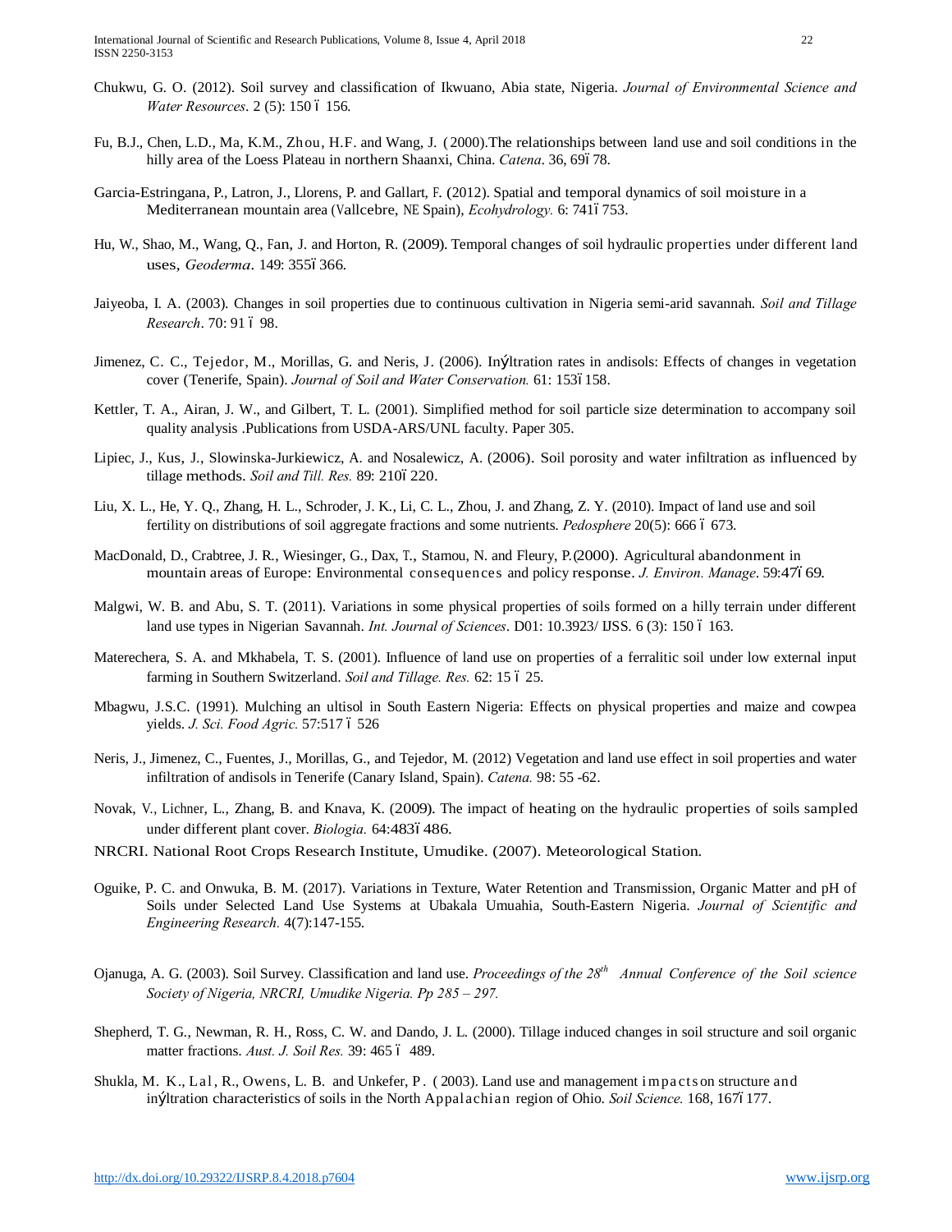Chukwu, G. O. (2012). Soil survey and classification of Ikwuano, Abia state, Nigeria. *Journal of Environmental Science and Water Resources*. 2 (5): 150 ó 156.

Fu, B.J., Chen, L.D., Ma, K.M., Zhou, H.F. and Wang, J. (2000).The relationships between land use and soil conditions in the hilly area of the Loess Plateau in northern Shaanxi, China. *Catena*. 36, 69ó78.

Garcia-Estringana, P., Latron, J., Llorens, P. and Gallart, F. (2012). Spatial and temporal dynamics of soil moisture in a Mediterranean mountain area (Vallcebre, NE Spain), *Ecohydrology.* 6: 741ó753.

Hu, W., Shao, M., Wang, Q., Fan, J. and Horton, R. (2009). Temporal changes of soil hydraulic properties under different land uses, *Geoderma*. 149: 355ó366.

Jaiyeoba, I. A. (2003). Changes in soil properties due to continuous cultivation in Nigeria semi-arid savannah. *Soil and Tillage Research*. 70: 91 ó 98.

Jimenez, C. C., Tejedor, M., Morillas, G. and Neris, J. (2006). Inýltration rates in andisols: Effects of changes in vegetation cover (Tenerife, Spain). *Journal of Soil and Water Conservation.* 61: 153ó158.

Kettler, T. A., Airan, J. W., and Gilbert, T. L. (2001). Simplified method for soil particle size determination to accompany soil quality analysis .Publications from USDA-ARS/UNL faculty. Paper 305.

Lipiec, J., Kus, J., Slowinska-Jurkiewicz, A. and Nosalewicz, A. (2006). Soil porosity and water infiltration as influenced by tillage methods. *Soil and Till. Res.* 89: 210ó220.

Liu, X. L., He, Y. Q., Zhang, H. L., Schroder, J. K., Li, C. L., Zhou, J. and Zhang, Z. Y. (2010). Impact of land use and soil fertility on distributions of soil aggregate fractions and some nutrients. *Pedosphere* 20(5): 666 ó 673.

MacDonald, D., Crabtree, J. R., Wiesinger, G., Dax, T., Stamou, N. and Fleury, P.(2000). Agricultural abandonment in mountain areas of Europe: Environmental consequences and policy response. *J. Environ. Manage*. 59:47ó69.

Malgwi, W. B. and Abu, S. T. (2011). Variations in some physical properties of soils formed on a hilly terrain under different land use types in Nigerian Savannah. *Int. Journal of Sciences*. D01: 10.3923/ IJSS. 6 (3): 150 ó 163.

Materechera, S. A. and Mkhabela, T. S. (2001). Influence of land use on properties of a ferralitic soil under low external input farming in Southern Switzerland. *Soil and Tillage. Res.* 62: 15 ó 25.

Mbagwu, J.S.C. (1991). Mulching an ultisol in South Eastern Nigeria: Effects on physical properties and maize and cowpea yields. *J. Sci. Food Agric.* 57:517 ó 526

Neris, J., Jimenez, C., Fuentes, J., Morillas, G., and Tejedor, M. (2012) Vegetation and land use effect in soil properties and water infiltration of andisols in Tenerife (Canary Island, Spain). *Catena.* 98: 55 -62.

Novak, V., Lichner, L., Zhang, B. and Knava, K. (2009). The impact of heating on the hydraulic properties of soils sampled under different plant cover. *Biologia.* 64:483ó486.

NRCRI. National Root Crops Research Institute, Umudike. (2007). Meteorological Station.

Oguike, P. C. and Onwuka, B. M. (2017). Variations in Texture, Water Retention and Transmission, Organic Matter and pH of Soils under Selected Land Use Systems at Ubakala Umuahia, South-Eastern Nigeria. *Journal of Scientific and Engineering Research.* 4(7):147-155.

Ojanuga, A. G. (2003). Soil Survey. Classification and land use. *Proceedings of the 28th Annual Conference of the Soil science Society of Nigeria, NRCRI, Umudike Nigeria. Pp 285 – 297.*

Shepherd, T. G., Newman, R. H., Ross, C. W. and Dando, J. L. (2000). Tillage induced changes in soil structure and soil organic matter fractions. *Aust. J. Soil Res.* 39: 465 ó 489.

Shukla, M. K., Lal, R., Owens, L. B. and Unkefer, P. (2003). Land use and management impacts on structure and inýltration characteristics of soils in the North Appalachian region of Ohio. *Soil Science.* 168, 167ó177.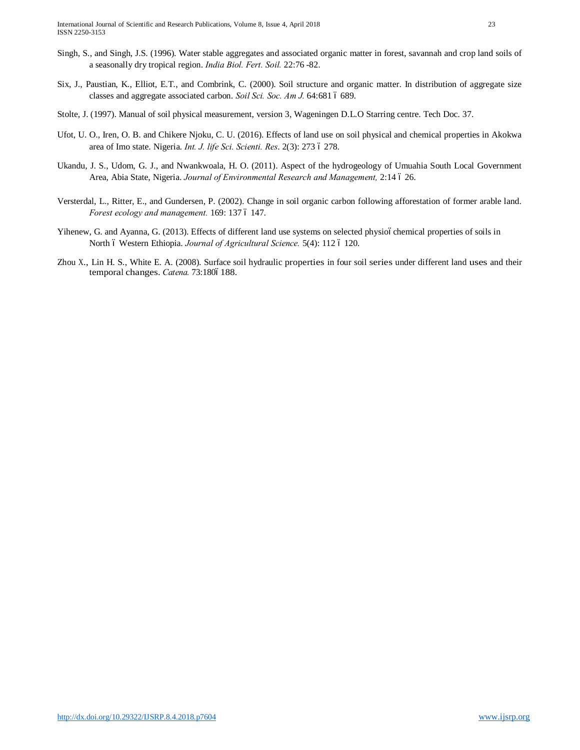Singh, S., and Singh, J.S. (1996). Water stable aggregates and associated organic matter in forest, savannah and crop land soils of a seasonally dry tropical region. *India Biol. Fert. Soil.* 22:76 -82.

Six, J., Paustian, K., Elliot, E.T., and Combrink, C. (2000). Soil structure and organic matter. In distribution of aggregate size classes and aggregate associated carbon. *Soil Sci. Soc. Am J.* 64:681 ó 689.

Stolte, J. (1997). Manual of soil physical measurement, version 3, Wageningen D.L.O Starring centre. Tech Doc. 37.

Ufot, U. O., Iren, O. B. and Chikere Njoku, C. U. (2016). Effects of land use on soil physical and chemical properties in Akokwa area of Imo state. Nigeria. *Int. J. life Sci. Scienti. Res*. 2(3): 273 ó 278.

Ukandu, J. S., Udom, G. J., and Nwankwoala, H. O. (2011). Aspect of the hydrogeology of Umuahia South Local Government Area, Abia State, Nigeria. *Journal of Environmental Research and Management,* 2:14 ó 26.

Versterdal, L., Ritter, E., and Gundersen, P. (2002). Change in soil organic carbon following afforestation of former arable land. *Forest ecology and management.* 169: 137 ó 147.

Yihenew, G. and Ayanna, G. (2013). Effects of different land use systems on selected physioóchemical properties of soils in North ó Western Ethiopia. *Journal of Agricultural Science.* 5(4): 112 ó 120.

Zhou X., Lin H. S., White E. A. (2008). Surface soil hydraulic properties in four soil series under different land uses and their temporal changes. *Catena.* 73:180ó188.